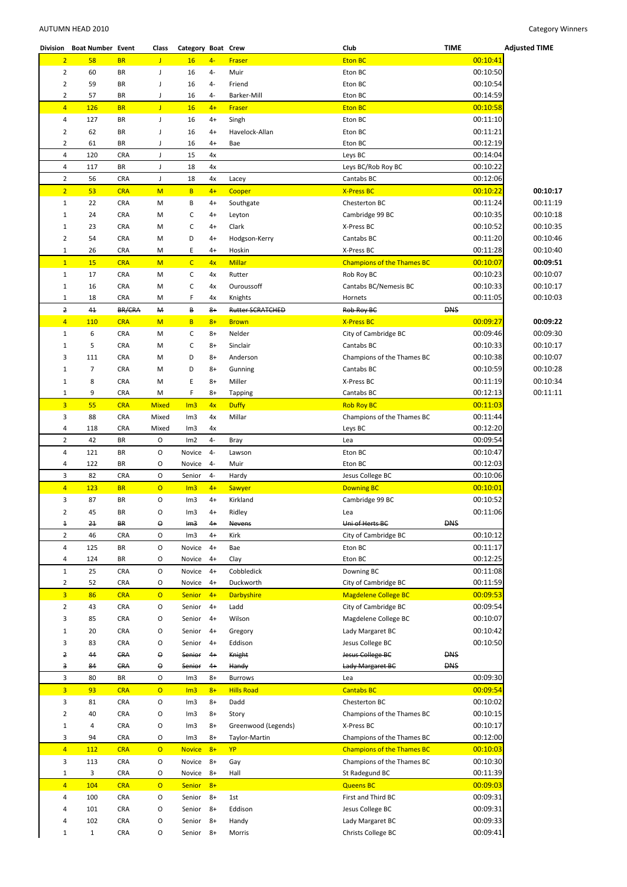AUTUMN HEAD 2010

Category Winners

| Division | Boat Number | Event | Class | Category | Boat | Crew | Club | TIME | | Adjusted TIME |
|---|---|---|---|---|---|---|---|---|---|---|
| 2 | 58 | BR | J | 16 | 4- | Fraser | Eton BC | | 00:10:41 | |
| 2 | 60 | BR | J | 16 | 4- | Muir | Eton BC | | 00:10:50 | |
| 2 | 59 | BR | J | 16 | 4- | Friend | Eton BC | | 00:10:54 | |
| 2 | 57 | BR | J | 16 | 4- | Barker-Mill | Eton BC | | 00:14:59 | |
| 4 | 126 | BR | J | 16 | 4+ | Fraser | Eton BC | | 00:10:58 | |
| 4 | 127 | BR | J | 16 | 4+ | Singh | Eton BC | | 00:11:10 | |
| 2 | 62 | BR | J | 16 | 4+ | Havelock-Allan | Eton BC | | 00:11:21 | |
| 2 | 61 | BR | J | 16 | 4+ | Bae | Eton BC | | 00:12:19 | |
| 4 | 120 | CRA | J | 15 | 4x | | Leys BC | | 00:14:04 | |
| 4 | 117 | BR | J | 18 | 4x | | Leys BC/Rob Roy BC | | 00:10:22 | |
| 2 | 56 | CRA | J | 18 | 4x | Lacey | Cantabs BC | | 00:12:06 | |
| 2 | 53 | CRA | M | B | 4+ | Cooper | X-Press BC | | 00:10:22 | **00:10:17** |
| 1 | 22 | CRA | M | B | 4+ | Southgate | Chesterton BC | | 00:11:24 | 00:11:19 |
| 1 | 24 | CRA | M | C | 4+ | Leyton | Cambridge 99 BC | | 00:10:35 | 00:10:18 |
| 1 | 23 | CRA | M | C | 4+ | Clark | X-Press BC | | 00:10:52 | 00:10:35 |
| 2 | 54 | CRA | M | D | 4+ | Hodgson-Kerry | Cantabs BC | | 00:11:20 | 00:10:46 |
| 1 | 26 | CRA | M | E | 4+ | Hoskin | X-Press BC | | 00:11:28 | 00:10:40 |
| 1 | 15 | CRA | M | C | 4x | Millar | Champions of the Thames BC | | 00:10:07 | **00:09:51** |
| 1 | 17 | CRA | M | C | 4x | Rutter | Rob Roy BC | | 00:10:23 | 00:10:07 |
| 1 | 16 | CRA | M | C | 4x | Ouroussoff | Cantabs BC/Nemesis BC | | 00:10:33 | 00:10:17 |
| 1 | 18 | CRA | M | F | 4x | Knights | Hornets | | 00:11:05 | 00:10:03 |
| ~~2~~ | ~~41~~ | ~~BR/CRA~~ | ~~M~~ | ~~B~~ | ~~8+~~ | ~~Rutter SCRATCHED~~ | ~~Rob Roy BC~~ | ~~DNS~~ | | |
| 4 | 110 | CRA | M | B | 8+ | Brown | X-Press BC | | 00:09:27 | **00:09:22** |
| 1 | 6 | CRA | M | C | 8+ | Nelder | City of Cambridge BC | | 00:09:46 | 00:09:30 |
| 1 | 5 | CRA | M | C | 8+ | Sinclair | Cantabs BC | | 00:10:33 | 00:10:17 |
| 3 | 111 | CRA | M | D | 8+ | Anderson | Champions of the Thames BC | | 00:10:38 | 00:10:07 |
| 1 | 7 | CRA | M | D | 8+ | Gunning | Cantabs BC | | 00:10:59 | 00:10:28 |
| 1 | 8 | CRA | M | E | 8+ | Miller | X-Press BC | | 00:11:19 | 00:10:34 |
| 1 | 9 | CRA | M | F | 8+ | Tapping | Cantabs BC | | 00:12:13 | 00:11:11 |
| 3 | 55 | CRA | Mixed | Im3 | 4x | Duffy | Rob Roy BC | | 00:11:03 | |
| 3 | 88 | CRA | Mixed | Im3 | 4x | Millar | Champions of the Thames BC | | 00:11:44 | |
| 4 | 118 | CRA | Mixed | Im3 | 4x | | Leys BC | | 00:12:20 | |
| 2 | 42 | BR | O | Im2 | 4- | Bray | Lea | | 00:09:54 | |
| 4 | 121 | BR | O | Novice | 4- | Lawson | Eton BC | | 00:10:47 | |
| 4 | 122 | BR | O | Novice | 4- | Muir | Eton BC | | 00:12:03 | |
| 3 | 82 | CRA | O | Senior | 4- | Hardy | Jesus College BC | | 00:10:06 | |
| 4 | 123 | BR | O | Im3 | 4+ | Sawyer | Downing BC | | 00:10:01 | |
| 3 | 87 | BR | O | Im3 | 4+ | Kirkland | Cambridge 99 BC | | 00:10:52 | |
| 2 | 45 | BR | O | Im3 | 4+ | Ridley | Lea | | 00:11:06 | |
| ~~1~~ | ~~21~~ | ~~BR~~ | ~~O~~ | ~~Im3~~ | ~~4+~~ | ~~Nevens~~ | ~~Uni of Herts BC~~ | ~~DNS~~ | | |
| 2 | 46 | CRA | O | Im3 | 4+ | Kirk | City of Cambridge BC | | 00:10:12 | |
| 4 | 125 | BR | O | Novice | 4+ | Bae | Eton BC | | 00:11:17 | |
| 4 | 124 | BR | O | Novice | 4+ | Clay | Eton BC | | 00:12:25 | |
| 1 | 25 | CRA | O | Novice | 4+ | Cobbledick | Downing BC | | 00:11:08 | |
| 2 | 52 | CRA | O | Novice | 4+ | Duckworth | City of Cambridge BC | | 00:11:59 | |
| 3 | 86 | CRA | O | Senior | 4+ | Darbyshire | Magdelene College BC | | 00:09:53 | |
| 2 | 43 | CRA | O | Senior | 4+ | Ladd | City of Cambridge BC | | 00:09:54 | |
| 3 | 85 | CRA | O | Senior | 4+ | Wilson | Magdelene College BC | | 00:10:07 | |
| 1 | 20 | CRA | O | Senior | 4+ | Gregory | Lady Margaret BC | | 00:10:42 | |
| 3 | 83 | CRA | O | Senior | 4+ | Eddison | Jesus College BC | | 00:10:50 | |
| ~~2~~ | ~~44~~ | ~~CRA~~ | ~~O~~ | ~~Senior~~ | ~~4+~~ | ~~Knight~~ | ~~Jesus College BC~~ | ~~DNS~~ | | |
| ~~3~~ | ~~84~~ | ~~CRA~~ | ~~O~~ | ~~Senior~~ | ~~4+~~ | ~~Handy~~ | ~~Lady Margaret BC~~ | ~~DNS~~ | | |
| 3 | 80 | BR | O | Im3 | 8+ | Burrows | Lea | | 00:09:30 | |
| 3 | 93 | CRA | O | Im3 | 8+ | Hills Road | Cantabs BC | | 00:09:54 | |
| 3 | 81 | CRA | O | Im3 | 8+ | Dadd | Chesterton BC | | 00:10:02 | |
| 2 | 40 | CRA | O | Im3 | 8+ | Story | Champions of the Thames BC | | 00:10:15 | |
| 1 | 4 | CRA | O | Im3 | 8+ | Greenwood (Legends) | X-Press BC | | 00:10:17 | |
| 3 | 94 | CRA | O | Im3 | 8+ | Taylor-Martin | Champions of the Thames BC | | 00:12:00 | |
| 4 | 112 | CRA | O | Novice | 8+ | YP | Champions of the Thames BC | | 00:10:03 | |
| 3 | 113 | CRA | O | Novice | 8+ | Gay | Champions of the Thames BC | | 00:10:30 | |
| 1 | 3 | CRA | O | Novice | 8+ | Hall | St Radegund BC | | 00:11:39 | |
| 4 | 104 | CRA | O | Senior | 8+ | | Queens BC | | 00:09:03 | |
| 4 | 100 | CRA | O | Senior | 8+ | 1st | First and Third BC | | 00:09:31 | |
| 4 | 101 | CRA | O | Senior | 8+ | Eddison | Jesus College BC | | 00:09:31 | |
| 4 | 102 | CRA | O | Senior | 8+ | Handy | Lady Margaret BC | | 00:09:33 | |
| 1 | 1 | CRA | O | Senior | 8+ | Morris | Christs College BC | | 00:09:41 | |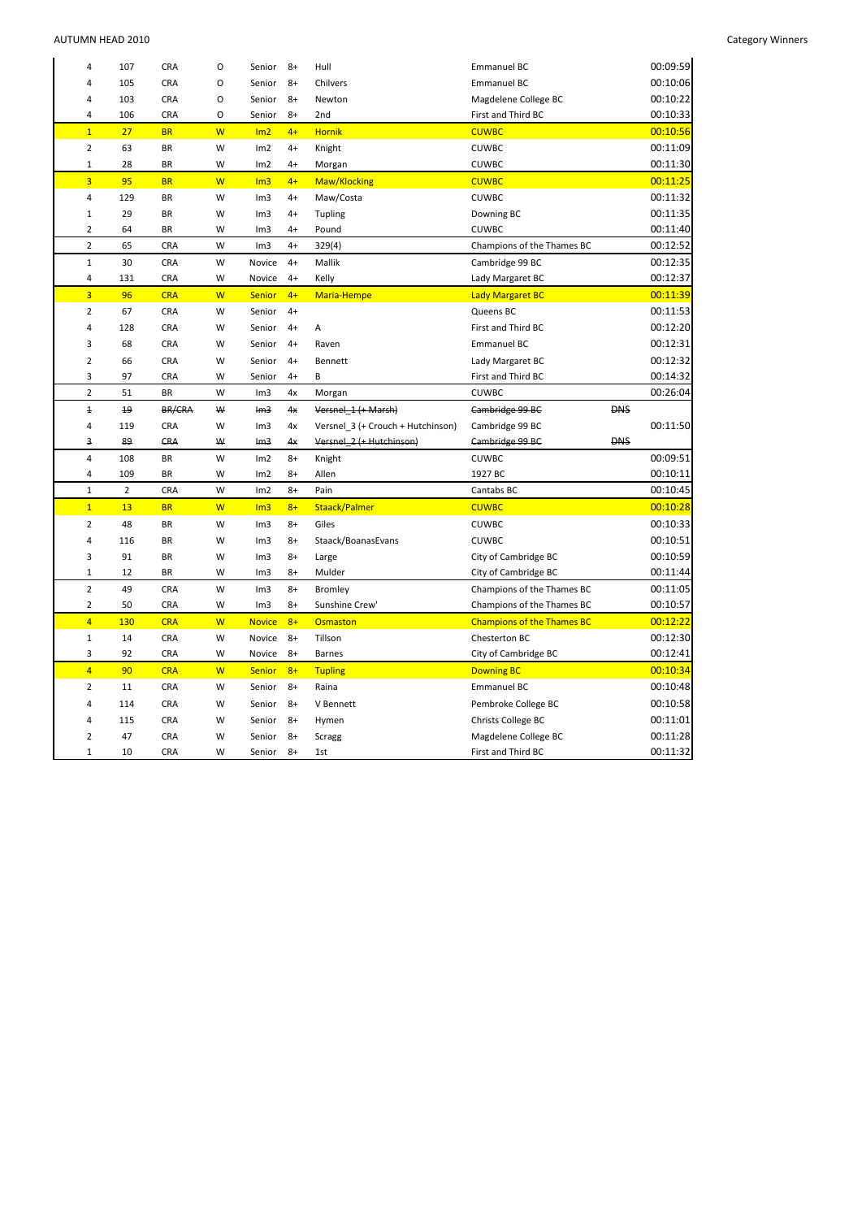| | | | | | | | | | |
|---|---|---|---|---|---|---|---|---|---|
| 4 | 107 | CRA | O | Senior | 8+ | Hull | Emmanuel BC | | 00:09:59 |
| 4 | 105 | CRA | O | Senior | 8+ | Chilvers | Emmanuel BC | | 00:10:06 |
| 4 | 103 | CRA | O | Senior | 8+ | Newton | Magdelene College BC | | 00:10:22 |
| 4 | 106 | CRA | O | Senior | 8+ | 2nd | First and Third BC | | 00:10:33 |
| 1 | 27 | BR | W | Im2 | 4+ | Hornik | CUWBC | | 00:10:56 |
| 2 | 63 | BR | W | Im2 | 4+ | Knight | CUWBC | | 00:11:09 |
| 1 | 28 | BR | W | Im2 | 4+ | Morgan | CUWBC | | 00:11:30 |
| 3 | 95 | BR | W | Im3 | 4+ | Maw/Klocking | CUWBC | | 00:11:25 |
| 4 | 129 | BR | W | Im3 | 4+ | Maw/Costa | CUWBC | | 00:11:32 |
| 1 | 29 | BR | W | Im3 | 4+ | Tupling | Downing BC | | 00:11:35 |
| 2 | 64 | BR | W | Im3 | 4+ | Pound | CUWBC | | 00:11:40 |
| 2 | 65 | CRA | W | Im3 | 4+ | 329(4) | Champions of the Thames BC | | 00:12:52 |
| 1 | 30 | CRA | W | Novice | 4+ | Mallik | Cambridge 99 BC | | 00:12:35 |
| 4 | 131 | CRA | W | Novice | 4+ | Kelly | Lady Margaret BC | | 00:12:37 |
| 3 | 96 | CRA | W | Senior | 4+ | Maria-Hempe | Lady Margaret BC | | 00:11:39 |
| 2 | 67 | CRA | W | Senior | 4+ | | Queens BC | | 00:11:53 |
| 4 | 128 | CRA | W | Senior | 4+ | A | First and Third BC | | 00:12:20 |
| 3 | 68 | CRA | W | Senior | 4+ | Raven | Emmanuel BC | | 00:12:31 |
| 2 | 66 | CRA | W | Senior | 4+ | Bennett | Lady Margaret BC | | 00:12:32 |
| 3 | 97 | CRA | W | Senior | 4+ | B | First and Third BC | | 00:14:32 |
| 2 | 51 | BR | W | Im3 | 4x | Morgan | CUWBC | | 00:26:04 |
| ~~1~~ | ~~19~~ | ~~BR/CRA~~ | ~~W~~ | ~~Im3~~ | ~~4x~~ | ~~Versnel_1 (+ Marsh)~~ | ~~Cambridge 99 BC~~ | ~~DNS~~ | |
| 4 | 119 | CRA | W | Im3 | 4x | Versnel_3 (+ Crouch + Hutchinson) | Cambridge 99 BC | | 00:11:50 |
| ~~3~~ | ~~89~~ | ~~CRA~~ | ~~W~~ | ~~Im3~~ | ~~4x~~ | ~~Versnel_2 (+ Hutchinson)~~ | ~~Cambridge 99 BC~~ | ~~DNS~~ | |
| 4 | 108 | BR | W | Im2 | 8+ | Knight | CUWBC | | 00:09:51 |
| 4 | 109 | BR | W | Im2 | 8+ | Allen | 1927 BC | | 00:10:11 |
| 1 | 2 | CRA | W | Im2 | 8+ | Pain | Cantabs BC | | 00:10:45 |
| 1 | 13 | BR | W | Im3 | 8+ | Staack/Palmer | CUWBC | | 00:10:28 |
| 2 | 48 | BR | W | Im3 | 8+ | Giles | CUWBC | | 00:10:33 |
| 4 | 116 | BR | W | Im3 | 8+ | Staack/BoanasEvans | CUWBC | | 00:10:51 |
| 3 | 91 | BR | W | Im3 | 8+ | Large | City of Cambridge BC | | 00:10:59 |
| 1 | 12 | BR | W | Im3 | 8+ | Mulder | City of Cambridge BC | | 00:11:44 |
| 2 | 49 | CRA | W | Im3 | 8+ | Bromley | Champions of the Thames BC | | 00:11:05 |
| 2 | 50 | CRA | W | Im3 | 8+ | Sunshine Crew' | Champions of the Thames BC | | 00:10:57 |
| 4 | 130 | CRA | W | Novice | 8+ | Osmaston | Champions of the Thames BC | | 00:12:22 |
| 1 | 14 | CRA | W | Novice | 8+ | Tillson | Chesterton BC | | 00:12:30 |
| 3 | 92 | CRA | W | Novice | 8+ | Barnes | City of Cambridge BC | | 00:12:41 |
| 4 | 90 | CRA | W | Senior | 8+ | Tupling | Downing BC | | 00:10:34 |
| 2 | 11 | CRA | W | Senior | 8+ | Raina | Emmanuel BC | | 00:10:48 |
| 4 | 114 | CRA | W | Senior | 8+ | V Bennett | Pembroke College BC | | 00:10:58 |
| 4 | 115 | CRA | W | Senior | 8+ | Hymen | Christs College BC | | 00:11:01 |
| 2 | 47 | CRA | W | Senior | 8+ | Scragg | Magdelene College BC | | 00:11:28 |
| 1 | 10 | CRA | W | Senior | 8+ | 1st | First and Third BC | | 00:11:32 |